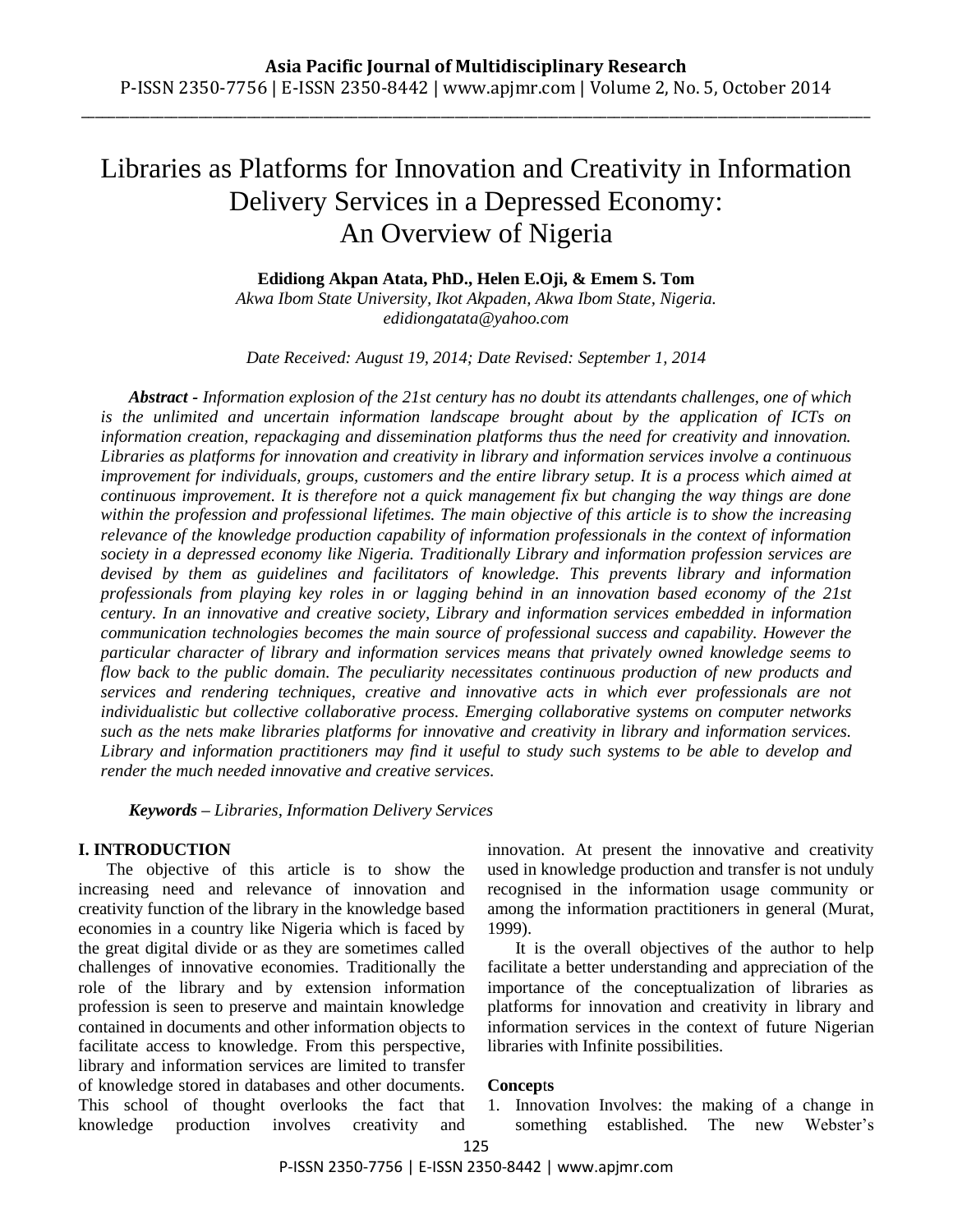# Libraries as Platforms for Innovation and Creativity in Information Delivery Services in a Depressed Economy: An Overview of Nigeria

**Edidiong Akpan Atata, PhD., Helen E.Oji, & Emem S. Tom**

*Akwa Ibom State University, Ikot Akpaden, Akwa Ibom State, Nigeria.*
*edidiongatata@yahoo.com*

*Date Received: August 19, 2014; Date Revised: September 1, 2014*

***Abstract** - Information explosion of the 21st century has no doubt its attendants challenges, one of which is the unlimited and uncertain information landscape brought about by the application of ICTs on information creation, repackaging and dissemination platforms thus the need for creativity and innovation. Libraries as platforms for innovation and creativity in library and information services involve a continuous improvement for individuals, groups, customers and the entire library setup. It is a process which aimed at continuous improvement. It is therefore not a quick management fix but changing the way things are done within the profession and professional lifetimes. The main objective of this article is to show the increasing relevance of the knowledge production capability of information professionals in the context of information society in a depressed economy like Nigeria. Traditionally Library and information profession services are devised by them as guidelines and facilitators of knowledge. This prevents library and information professionals from playing key roles in or lagging behind in an innovation based economy of the 21st century. In an innovative and creative society, Library and information services embedded in information communication technologies becomes the main source of professional success and capability. However the particular character of library and information services means that privately owned knowledge seems to flow back to the public domain. The peculiarity necessitates continuous production of new products and services and rendering techniques, creative and innovative acts in which ever professionals are not individualistic but collective collaborative process. Emerging collaborative systems on computer networks such as the nets make libraries platforms for innovative and creativity in library and information services. Library and information practitioners may find it useful to study such systems to be able to develop and render the much needed innovative and creative services.*

***Keywords** – Libraries, Information Delivery Services*

## I. INTRODUCTION

The objective of this article is to show the increasing need and relevance of innovation and creativity function of the library in the knowledge based economies in a country like Nigeria which is faced by the great digital divide or as they are sometimes called challenges of innovative economies. Traditionally the role of the library and by extension information profession is seen to preserve and maintain knowledge contained in documents and other information objects to facilitate access to knowledge. From this perspective, library and information services are limited to transfer of knowledge stored in databases and other documents. This school of thought overlooks the fact that knowledge production involves creativity and innovation. At present the innovative and creativity used in knowledge production and transfer is not unduly recognised in the information usage community or among the information practitioners in general (Murat, 1999).

It is the overall objectives of the author to help facilitate a better understanding and appreciation of the importance of the conceptualization of libraries as platforms for innovation and creativity in library and information services in the context of future Nigerian libraries with Infinite possibilities.

**Concepts**

1. Innovation Involves: the making of a change in something established. The new Webster's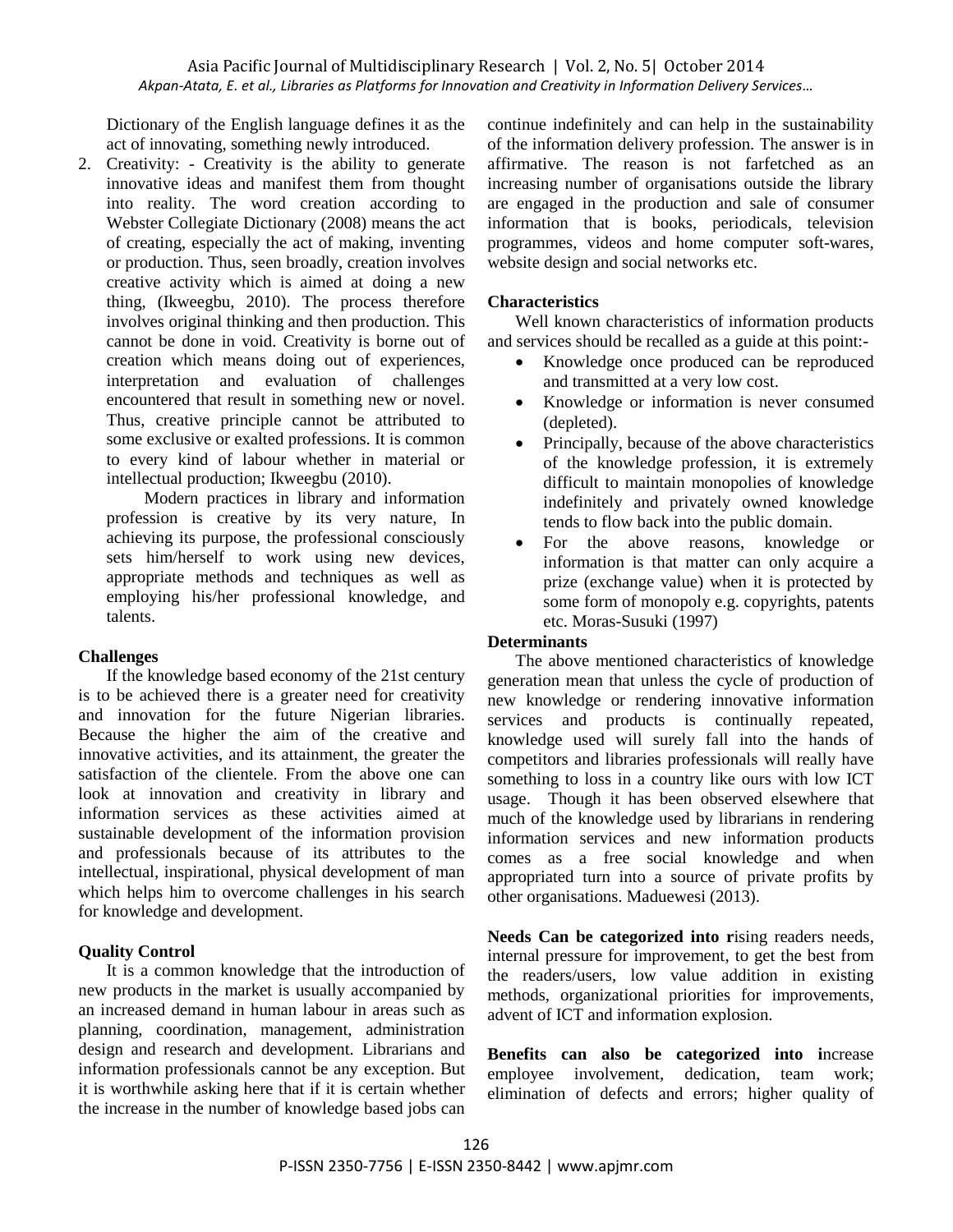Dictionary of the English language defines it as the act of innovating, something newly introduced.

2. Creativity: - Creativity is the ability to generate innovative ideas and manifest them from thought into reality. The word creation according to Webster Collegiate Dictionary (2008) means the act of creating, especially the act of making, inventing or production. Thus, seen broadly, creation involves creative activity which is aimed at doing a new thing, (Ikweegbu, 2010). The process therefore involves original thinking and then production. This cannot be done in void. Creativity is borne out of creation which means doing out of experiences, interpretation and evaluation of challenges encountered that result in something new or novel. Thus, creative principle cannot be attributed to some exclusive or exalted professions. It is common to every kind of labour whether in material or intellectual production; Ikweegbu (2010).

   Modern practices in library and information profession is creative by its very nature, In achieving its purpose, the professional consciously sets him/herself to work using new devices, appropriate methods and techniques as well as employing his/her professional knowledge, and talents.

**Challenges**

If the knowledge based economy of the 21st century is to be achieved there is a greater need for creativity and innovation for the future Nigerian libraries. Because the higher the aim of the creative and innovative activities, and its attainment, the greater the satisfaction of the clientele. From the above one can look at innovation and creativity in library and information services as these activities aimed at sustainable development of the information provision and professionals because of its attributes to the intellectual, inspirational, physical development of man which helps him to overcome challenges in his search for knowledge and development.

**Quality Control**

It is a common knowledge that the introduction of new products in the market is usually accompanied by an increased demand in human labour in areas such as planning, coordination, management, administration design and research and development. Librarians and information professionals cannot be any exception. But it is worthwhile asking here that if it is certain whether the increase in the number of knowledge based jobs can continue indefinitely and can help in the sustainability of the information delivery profession. The answer is in affirmative. The reason is not farfetched as an increasing number of organisations outside the library are engaged in the production and sale of consumer information that is books, periodicals, television programmes, videos and home computer soft-wares, website design and social networks etc.

**Characteristics**

Well known characteristics of information products and services should be recalled as a guide at this point:-

- Knowledge once produced can be reproduced and transmitted at a very low cost.
- Knowledge or information is never consumed (depleted).
- Principally, because of the above characteristics of the knowledge profession, it is extremely difficult to maintain monopolies of knowledge indefinitely and privately owned knowledge tends to flow back into the public domain.
- For the above reasons, knowledge or information is that matter can only acquire a prize (exchange value) when it is protected by some form of monopoly e.g. copyrights, patents etc. Moras-Susuki (1997)

**Determinants**

The above mentioned characteristics of knowledge generation mean that unless the cycle of production of new knowledge or rendering innovative information services and products is continually repeated, knowledge used will surely fall into the hands of competitors and libraries professionals will really have something to loss in a country like ours with low ICT usage. Though it has been observed elsewhere that much of the knowledge used by librarians in rendering information services and new information products comes as a free social knowledge and when appropriated turn into a source of private profits by other organisations. Maduewesi (2013).

**Needs Can be categorized into r**ising readers needs, internal pressure for improvement, to get the best from the readers/users, low value addition in existing methods, organizational priorities for improvements, advent of ICT and information explosion.

**Benefits can also be categorized into i**ncrease employee involvement, dedication, team work; elimination of defects and errors; higher quality of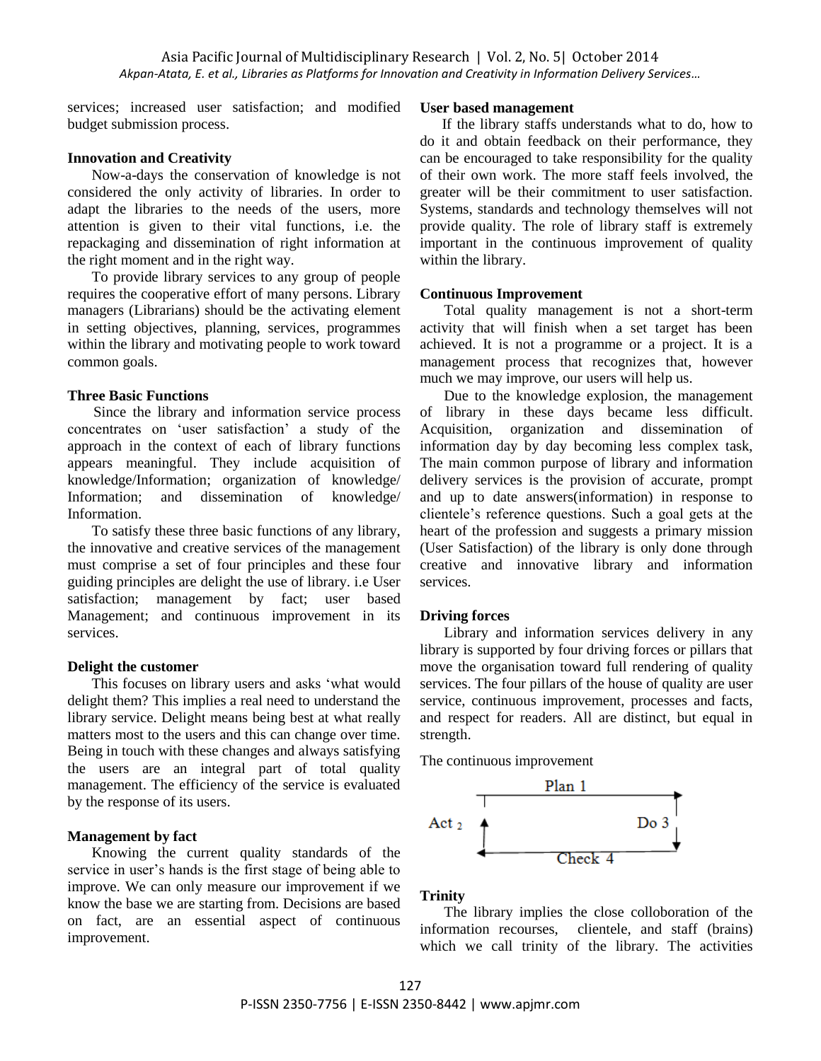services; increased user satisfaction; and modified budget submission process.

**Innovation and Creativity**

Now-a-days the conservation of knowledge is not considered the only activity of libraries. In order to adapt the libraries to the needs of the users, more attention is given to their vital functions, i.e. the repackaging and dissemination of right information at the right moment and in the right way.

To provide library services to any group of people requires the cooperative effort of many persons. Library managers (Librarians) should be the activating element in setting objectives, planning, services, programmes within the library and motivating people to work toward common goals.

**Three Basic Functions**

Since the library and information service process concentrates on 'user satisfaction' a study of the approach in the context of each of library functions appears meaningful. They include acquisition of knowledge/Information; organization of knowledge/ Information; and dissemination of knowledge/ Information.

To satisfy these three basic functions of any library, the innovative and creative services of the management must comprise a set of four principles and these four guiding principles are delight the use of library. i.e User satisfaction; management by fact; user based Management; and continuous improvement in its services.

**Delight the customer**

This focuses on library users and asks 'what would delight them? This implies a real need to understand the library service. Delight means being best at what really matters most to the users and this can change over time. Being in touch with these changes and always satisfying the users are an integral part of total quality management. The efficiency of the service is evaluated by the response of its users.

**Management by fact**

Knowing the current quality standards of the service in user's hands is the first stage of being able to improve. We can only measure our improvement if we know the base we are starting from. Decisions are based on fact, are an essential aspect of continuous improvement.

**User based management**

If the library staffs understands what to do, how to do it and obtain feedback on their performance, they can be encouraged to take responsibility for the quality of their own work. The more staff feels involved, the greater will be their commitment to user satisfaction. Systems, standards and technology themselves will not provide quality. The role of library staff is extremely important in the continuous improvement of quality within the library.

**Continuous Improvement**

Total quality management is not a short-term activity that will finish when a set target has been achieved. It is not a programme or a project. It is a management process that recognizes that, however much we may improve, our users will help us.

Due to the knowledge explosion, the management of library in these days became less difficult. Acquisition, organization and dissemination of information day by day becoming less complex task, The main common purpose of library and information delivery services is the provision of accurate, prompt and up to date answers(information) in response to clientele's reference questions. Such a goal gets at the heart of the profession and suggests a primary mission (User Satisfaction) of the library is only done through creative and innovative library and information services.

**Driving forces**

Library and information services delivery in any library is supported by four driving forces or pillars that move the organisation toward full rendering of quality services. The four pillars of the house of quality are user service, continuous improvement, processes and facts, and respect for readers. All are distinct, but equal in strength.

The continuous improvement

Plan 1

Act 2 Do 3

Check 4

**Trinity**

The library implies the close colloboration of the information recourses, clientele, and staff (brains) which we call trinity of the library. The activities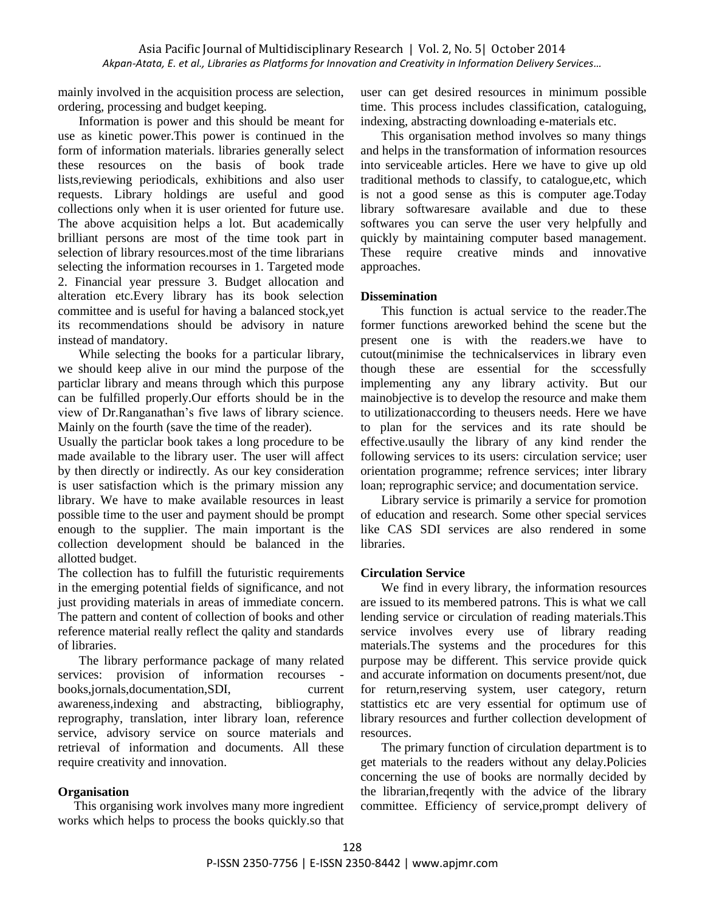mainly involved in the acquisition process are selection, ordering, processing and budget keeping.

Information is power and this should be meant for use as kinetic power.This power is continued in the form of information materials. libraries generally select these resources on the basis of book trade lists,reviewing periodicals, exhibitions and also user requests. Library holdings are useful and good collections only when it is user oriented for future use. The above acquisition helps a lot. But academically brilliant persons are most of the time took part in selection of library resources.most of the time librarians selecting the information recourses in 1. Targeted mode 2. Financial year pressure 3. Budget allocation and alteration etc.Every library has its book selection committee and is useful for having a balanced stock,yet its recommendations should be advisory in nature instead of mandatory.

While selecting the books for a particular library, we should keep alive in our mind the purpose of the particlar library and means through which this purpose can be fulfilled properly.Our efforts should be in the view of Dr.Ranganathan's five laws of library science. Mainly on the fourth (save the time of the reader).

Usually the particlar book takes a long procedure to be made available to the library user. The user will affect by then directly or indirectly. As our key consideration is user satisfaction which is the primary mission any library. We have to make available resources in least possible time to the user and payment should be prompt enough to the supplier. The main important is the collection development should be balanced in the allotted budget.

The collection has to fulfill the futuristic requirements in the emerging potential fields of significance, and not just providing materials in areas of immediate concern. The pattern and content of collection of books and other reference material really reflect the qality and standards of libraries.

The library performance package of many related services: provision of information recourses - books,jornals,documentation,SDI, current awareness,indexing and abstracting, bibliography, reprography, translation, inter library loan, reference service, advisory service on source materials and retrieval of information and documents. All these require creativity and innovation.

**Organisation**

This organising work involves many more ingredient works which helps to process the books quickly.so that user can get desired resources in minimum possible time. This process includes classification, cataloguing, indexing, abstracting downloading e-materials etc.

This organisation method involves so many things and helps in the transformation of information resources into serviceable articles. Here we have to give up old traditional methods to classify, to catalogue,etc, which is not a good sense as this is computer age.Today library softwaresare available and due to these softwares you can serve the user very helpfully and quickly by maintaining computer based management. These require creative minds and innovative approaches.

**Dissemination**

This function is actual service to the reader.The former functions areworked behind the scene but the present one is with the readers.we have to cutout(minimise the technicalservices in library even though these are essential for the sccessfully implementing any any library activity. But our mainobjective is to develop the resource and make them to utilizationaccording to theusers needs. Here we have to plan for the services and its rate should be effective.usaully the library of any kind render the following services to its users: circulation service; user orientation programme; refrence services; inter library loan; reprographic service; and documentation service.

Library service is primarily a service for promotion of education and research. Some other special services like CAS SDI services are also rendered in some libraries.

**Circulation Service**

We find in every library, the information resources are issued to its membered patrons. This is what we call lending service or circulation of reading materials.This service involves every use of library reading materials.The systems and the procedures for this purpose may be different. This service provide quick and accurate information on documents present/not, due for return,reserving system, user category, return stattistics etc are very essential for optimum use of library resources and further collection development of resources.

The primary function of circulation department is to get materials to the readers without any delay.Policies concerning the use of books are normally decided by the librarian,freqently with the advice of the library committee. Efficiency of service,prompt delivery of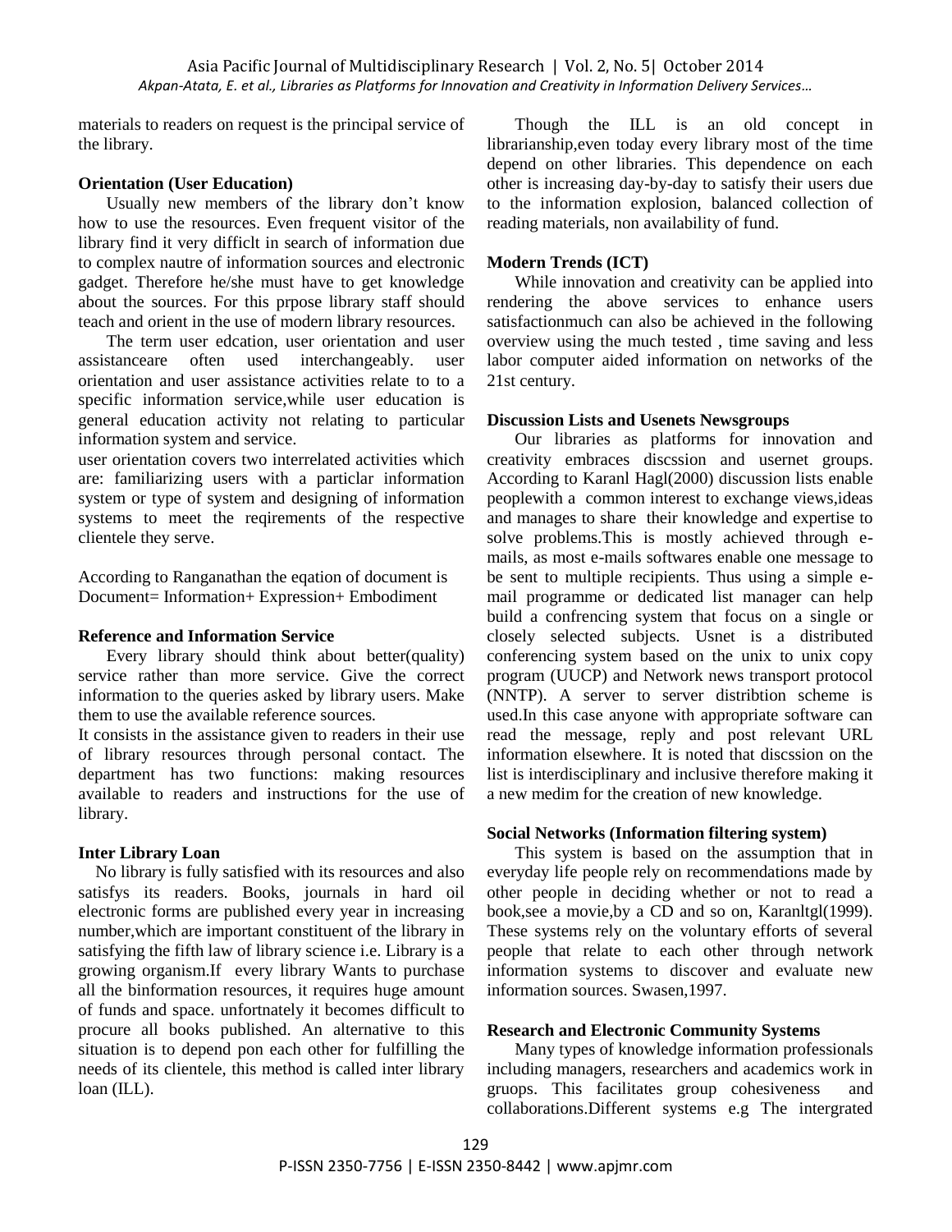materials to readers on request is the principal service of the library.

**Orientation (User Education)**

Usually new members of the library don't know how to use the resources. Even frequent visitor of the library find it very difficlt in search of information due to complex nautre of information sources and electronic gadget. Therefore he/she must have to get knowledge about the sources. For this prpose library staff should teach and orient in the use of modern library resources.

The term user edcation, user orientation and user assistanceare often used interchangeably. user orientation and user assistance activities relate to to a specific information service,while user education is general education activity not relating to particular information system and service.

user orientation covers two interrelated activities which are: familiarizing users with a particlar information system or type of system and designing of information systems to meet the reqirements of the respective clientele they serve.

According to Ranganathan the eqation of document is Document= Information+ Expression+ Embodiment

**Reference and Information Service**

Every library should think about better(quality) service rather than more service. Give the correct information to the queries asked by library users. Make them to use the available reference sources.

It consists in the assistance given to readers in their use of library resources through personal contact. The department has two functions: making resources available to readers and instructions for the use of library.

**Inter Library Loan**

No library is fully satisfied with its resources and also satisfys its readers. Books, journals in hard oil electronic forms are published every year in increasing number,which are important constituent of the library in satisfying the fifth law of library science i.e. Library is a growing organism.If every library Wants to purchase all the binformation resources, it requires huge amount of funds and space. unfortnately it becomes difficult to procure all books published. An alternative to this situation is to depend pon each other for fulfilling the needs of its clientele, this method is called inter library loan (ILL).

Though the ILL is an old concept in librarianship,even today every library most of the time depend on other libraries. This dependence on each other is increasing day-by-day to satisfy their users due to the information explosion, balanced collection of reading materials, non availability of fund.

**Modern Trends (ICT)**

While innovation and creativity can be applied into rendering the above services to enhance users satisfactionmuch can also be achieved in the following overview using the much tested , time saving and less labor computer aided information on networks of the 21st century.

**Discussion Lists and Usenets Newsgroups**

Our libraries as platforms for innovation and creativity embraces discssion and usernet groups. According to Karanl Hagl(2000) discussion lists enable peoplewith a common interest to exchange views,ideas and manages to share their knowledge and expertise to solve problems.This is mostly achieved through e-mails, as most e-mails softwares enable one message to be sent to multiple recipients. Thus using a simple e-mail programme or dedicated list manager can help build a confrencing system that focus on a single or closely selected subjects. Usnet is a distributed conferencing system based on the unix to unix copy program (UUCP) and Network news transport protocol (NNTP). A server to server distribtion scheme is used.In this case anyone with appropriate software can read the message, reply and post relevant URL information elsewhere. It is noted that discssion on the list is interdisciplinary and inclusive therefore making it a new medim for the creation of new knowledge.

**Social Networks (Information filtering system)**

This system is based on the assumption that in everyday life people rely on recommendations made by other people in deciding whether or not to read a book,see a movie,by a CD and so on, Karanltgl(1999). These systems rely on the voluntary efforts of several people that relate to each other through network information systems to discover and evaluate new information sources. Swasen,1997.

**Research and Electronic Community Systems**

Many types of knowledge information professionals including managers, researchers and academics work in gruops. This facilitates group cohesiveness and collaborations.Different systems e.g The intergrated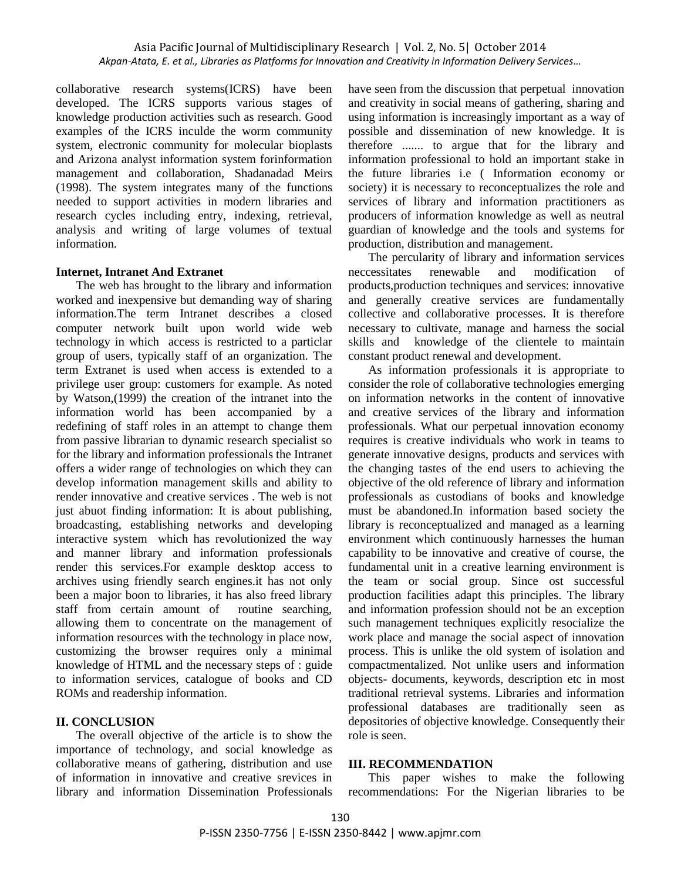collaborative research systems(ICRS) have been developed. The ICRS supports various stages of knowledge production activities such as research. Good examples of the ICRS inculde the worm community system, electronic community for molecular bioplasts and Arizona analyst information system forinformation management and collaboration, Shadanadad Meirs (1998). The system integrates many of the functions needed to support activities in modern libraries and research cycles including entry, indexing, retrieval, analysis and writing of large volumes of textual information.

**Internet, Intranet And Extranet**

The web has brought to the library and information worked and inexpensive but demanding way of sharing information.The term Intranet describes a closed computer network built upon world wide web technology in which access is restricted to a particlar group of users, typically staff of an organization. The term Extranet is used when access is extended to a privilege user group: customers for example. As noted by Watson,(1999) the creation of the intranet into the information world has been accompanied by a redefining of staff roles in an attempt to change them from passive librarian to dynamic research specialist so for the library and information professionals the Intranet offers a wider range of technologies on which they can develop information management skills and ability to render innovative and creative services . The web is not just abuot finding information: It is about publishing, broadcasting, establishing networks and developing interactive system which has revolutionized the way and manner library and information professionals render this services.For example desktop access to archives using friendly search engines.it has not only been a major boon to libraries, it has also freed library staff from certain amount of routine searching, allowing them to concentrate on the management of information resources with the technology in place now, customizing the browser requires only a minimal knowledge of HTML and the necessary steps of : guide to information services, catalogue of books and CD ROMs and readership information.

## II. CONCLUSION

The overall objective of the article is to show the importance of technology, and social knowledge as collaborative means of gathering, distribution and use of information in innovative and creative srevices in library and information Dissemination Professionals have seen from the discussion that perpetual innovation and creativity in social means of gathering, sharing and using information is increasingly important as a way of possible and dissemination of new knowledge. It is therefore ....... to argue that for the library and information professional to hold an important stake in the future libraries i.e ( Information economy or society) it is necessary to reconceptualizes the role and services of library and information practitioners as producers of information knowledge as well as neutral guardian of knowledge and the tools and systems for production, distribution and management.

The percularity of library and information services neccessitates renewable and modification of products,production techniques and services: innovative and generally creative services are fundamentally collective and collaborative processes. It is therefore necessary to cultivate, manage and harness the social skills and knowledge of the clientele to maintain constant product renewal and development.

As information professionals it is appropriate to consider the role of collaborative technologies emerging on information networks in the content of innovative and creative services of the library and information professionals. What our perpetual innovation economy requires is creative individuals who work in teams to generate innovative designs, products and services with the changing tastes of the end users to achieving the objective of the old reference of library and information professionals as custodians of books and knowledge must be abandoned.In information based society the library is reconceptualized and managed as a learning environment which continuously harnesses the human capability to be innovative and creative of course, the fundamental unit in a creative learning environment is the team or social group. Since ost successful production facilities adapt this principles. The library and information profession should not be an exception such management techniques explicitly resocialize the work place and manage the social aspect of innovation process. This is unlike the old system of isolation and compactmentalized. Not unlike users and information objects- documents, keywords, description etc in most traditional retrieval systems. Libraries and information professional databases are traditionally seen as depositories of objective knowledge. Consequently their role is seen.

## III. RECOMMENDATION

This paper wishes to make the following recommendations: For the Nigerian libraries to be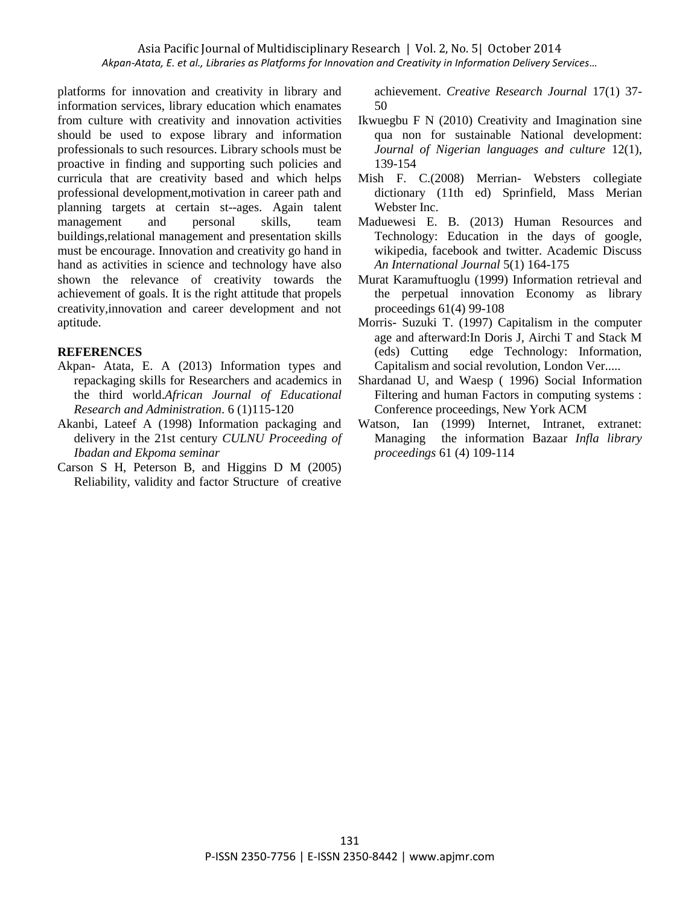platforms for innovation and creativity in library and information services, library education which enamates from culture with creativity and innovation activities should be used to expose library and information professionals to such resources. Library schools must be proactive in finding and supporting such policies and curricula that are creativity based and which helps professional development,motivation in career path and planning targets at certain st--ages. Again talent management and personal skills, team buildings,relational management and presentation skills must be encourage. Innovation and creativity go hand in hand as activities in science and technology have also shown the relevance of creativity towards the achievement of goals. It is the right attitude that propels creativity,innovation and career development and not aptitude.

**REFERENCES**

Akpan- Atata, E. A (2013) Information types and repackaging skills for Researchers and academics in the third world.*African Journal of Educational Research and Administration*. 6 (1)115-120

Akanbi, Lateef A (1998) Information packaging and delivery in the 21st century *CULNU Proceeding of Ibadan and Ekpoma seminar*

Carson S H, Peterson B, and Higgins D M (2005) Reliability, validity and factor Structure of creative achievement. *Creative Research Journal* 17(1) 37-50

Ikwuegbu F N (2010) Creativity and Imagination sine qua non for sustainable National development: *Journal of Nigerian languages and culture* 12(1), 139-154

Mish F. C.(2008) Merrian- Websters collegiate dictionary (11th ed) Sprinfield, Mass Merian Webster Inc.

Maduewesi E. B. (2013) Human Resources and Technology: Education in the days of google, wikipedia, facebook and twitter. Academic Discuss *An International Journal* 5(1) 164-175

Murat Karamuftuoglu (1999) Information retrieval and the perpetual innovation Economy as library proceedings 61(4) 99-108

Morris- Suzuki T. (1997) Capitalism in the computer age and afterward:In Doris J, Airchi T and Stack M (eds) Cutting edge Technology: Information, Capitalism and social revolution, London Ver.....

Shardanad U, and Waesp ( 1996) Social Information Filtering and human Factors in computing systems : Conference proceedings, New York ACM

Watson, Ian (1999) Internet, Intranet, extranet: Managing the information Bazaar *Infla library proceedings* 61 (4) 109-114